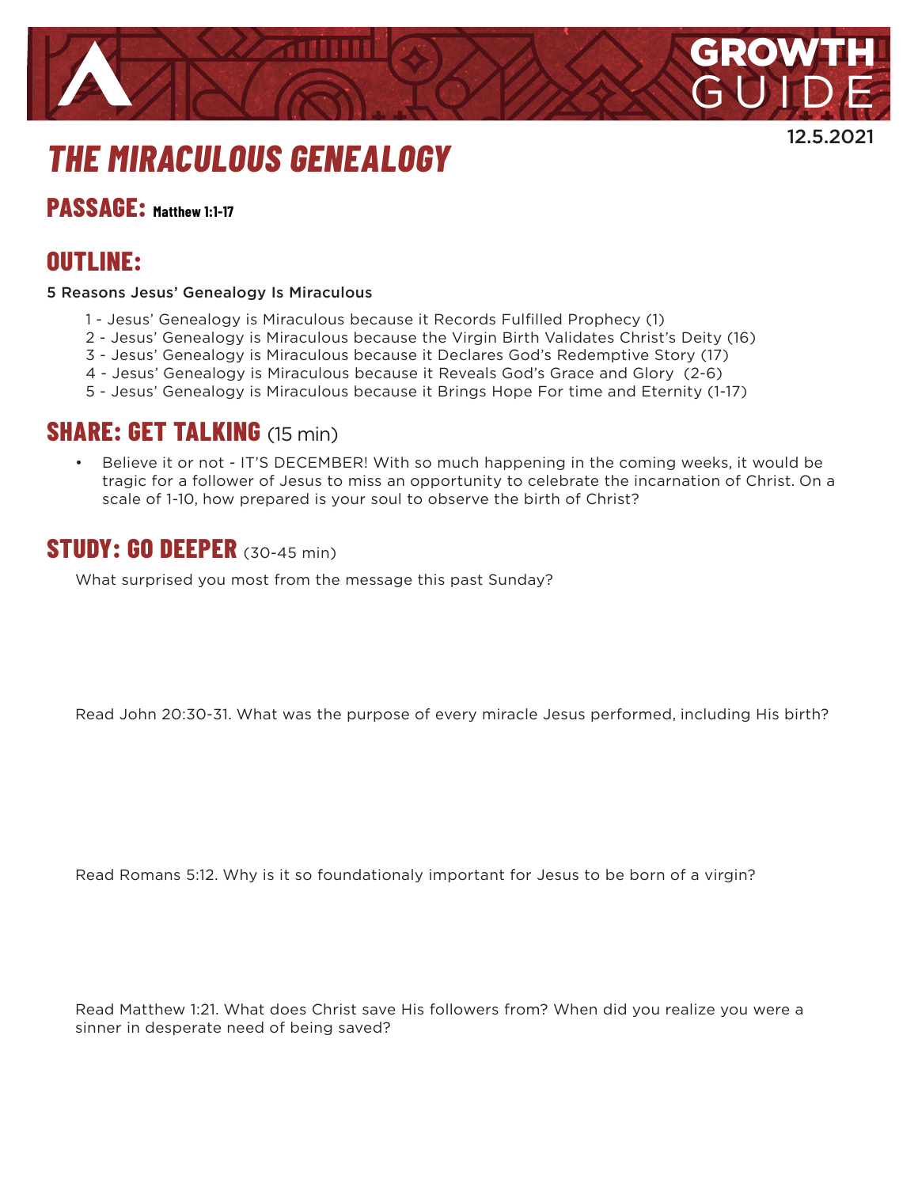GROWTH GUIDE

12.5.2021

# THE MIRACULOUS GENEALOGY

## PASSAGE: Matthew 1:1-17

## OUTLINE:

5 Reasons Jesus' Genealogy Is Miraculous

1 - Jesus' Genealogy is Miraculous because it Records Fulfilled Prophecy (1)
2 - Jesus' Genealogy is Miraculous because the Virgin Birth Validates Christ's Deity (16)
3 - Jesus' Genealogy is Miraculous because it Declares God's Redemptive Story (17)
4 - Jesus' Genealogy is Miraculous because it Reveals God's Grace and Glory (2-6)
5 - Jesus' Genealogy is Miraculous because it Brings Hope For time and Eternity (1-17)

## SHARE: GET TALKING (15 min)

- Believe it or not - IT'S DECEMBER! With so much happening in the coming weeks, it would be tragic for a follower of Jesus to miss an opportunity to celebrate the incarnation of Christ. On a scale of 1-10, how prepared is your soul to observe the birth of Christ?

## STUDY: GO DEEPER (30-45 min)

What surprised you most from the message this past Sunday?

Read John 20:30-31. What was the purpose of every miracle Jesus performed, including His birth?

Read Romans 5:12. Why is it so foundationaly important for Jesus to be born of a virgin?

Read Matthew 1:21. What does Christ save His followers from? When did you realize you were a sinner in desperate need of being saved?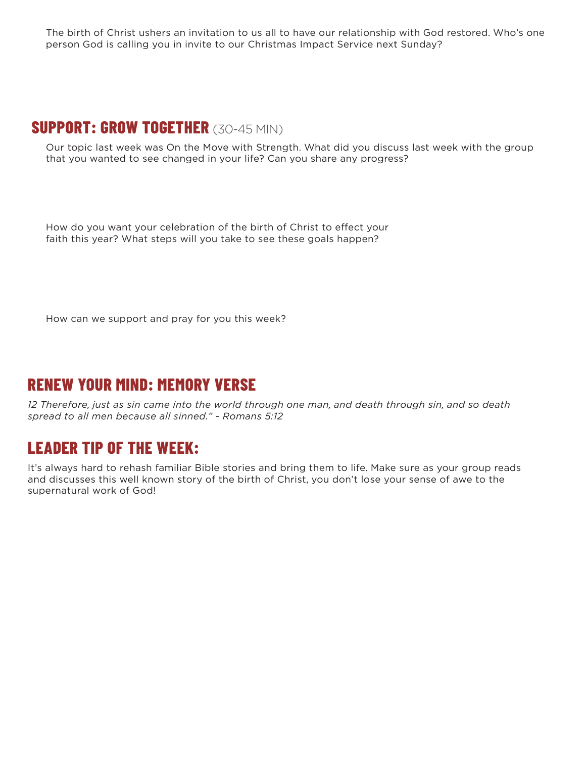The birth of Christ ushers an invitation to us all to have our relationship with God restored. Who's one person God is calling you in invite to our Christmas Impact Service next Sunday?

## SUPPORT: GROW TOGETHER (30-45 MIN)

Our topic last week was On the Move with Strength. What did you discuss last week with the group that you wanted to see changed in your life? Can you share any progress?

How do you want your celebration of the birth of Christ to effect your faith this year? What steps will you take to see these goals happen?

How can we support and pray for you this week?

## RENEW YOUR MIND: MEMORY VERSE

*12 Therefore, just as sin came into the world through one man, and death through sin, and so death spread to all men because all sinned." - Romans 5:12*

## LEADER TIP OF THE WEEK:

It's always hard to rehash familiar Bible stories and bring them to life. Make sure as your group reads and discusses this well known story of the birth of Christ, you don't lose your sense of awe to the supernatural work of God!